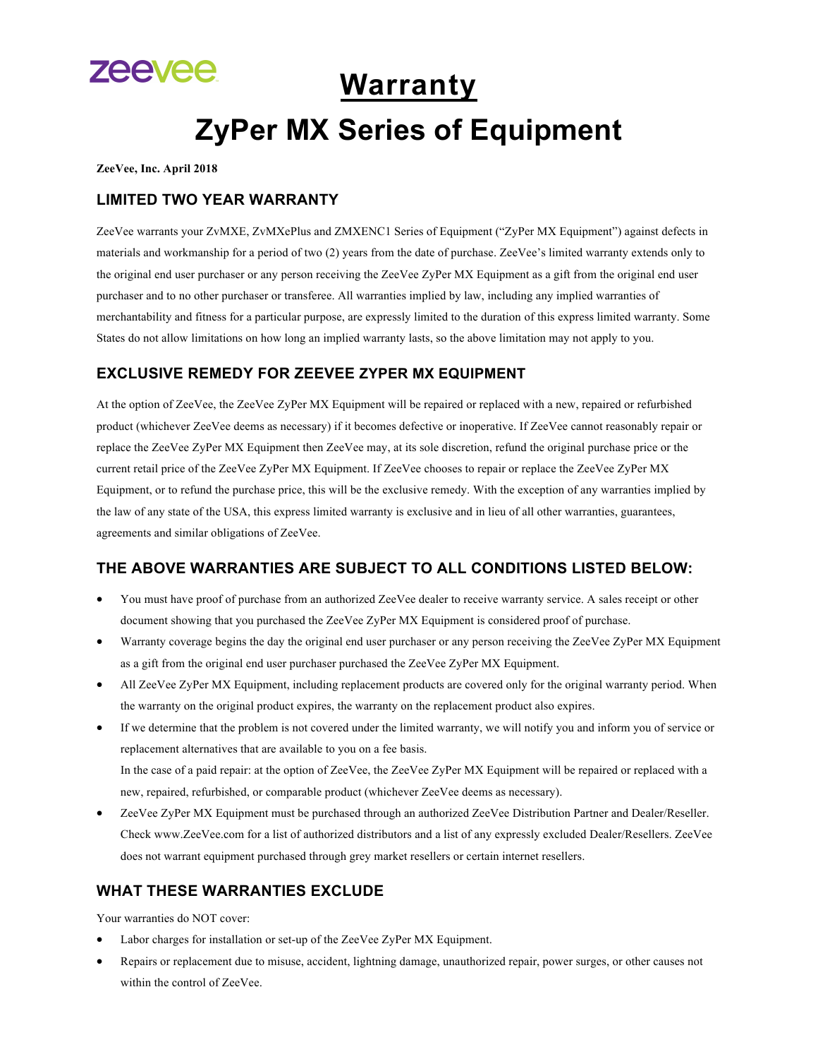# Warranty

# ZyPer MX Series of Equipment

**ZeeVee, Inc. April 2018**

## LIMITED TWO YEAR WARRANTY

ZeeVee warrants your ZvMXE, ZvMXePlus and ZMXENC1 Series of Equipment ("ZyPer MX Equipment") against defects in materials and workmanship for a period of two (2) years from the date of purchase. ZeeVee's limited warranty extends only to the original end user purchaser or any person receiving the ZeeVee ZyPer MX Equipment as a gift from the original end user purchaser and to no other purchaser or transferee. All warranties implied by law, including any implied warranties of merchantability and fitness for a particular purpose, are expressly limited to the duration of this express limited warranty. Some States do not allow limitations on how long an implied warranty lasts, so the above limitation may not apply to you.

## EXCLUSIVE REMEDY FOR ZEEVEE ZYPER MX EQUIPMENT

At the option of ZeeVee, the ZeeVee ZyPer MX Equipment will be repaired or replaced with a new, repaired or refurbished product (whichever ZeeVee deems as necessary) if it becomes defective or inoperative. If ZeeVee cannot reasonably repair or replace the ZeeVee ZyPer MX Equipment then ZeeVee may, at its sole discretion, refund the original purchase price or the current retail price of the ZeeVee ZyPer MX Equipment. If ZeeVee chooses to repair or replace the ZeeVee ZyPer MX Equipment, or to refund the purchase price, this will be the exclusive remedy. With the exception of any warranties implied by the law of any state of the USA, this express limited warranty is exclusive and in lieu of all other warranties, guarantees, agreements and similar obligations of ZeeVee.

## THE ABOVE WARRANTIES ARE SUBJECT TO ALL CONDITIONS LISTED BELOW:

- You must have proof of purchase from an authorized ZeeVee dealer to receive warranty service. A sales receipt or other document showing that you purchased the ZeeVee ZyPer MX Equipment is considered proof of purchase.
- Warranty coverage begins the day the original end user purchaser or any person receiving the ZeeVee ZyPer MX Equipment as a gift from the original end user purchaser purchased the ZeeVee ZyPer MX Equipment.
- All ZeeVee ZyPer MX Equipment, including replacement products are covered only for the original warranty period. When the warranty on the original product expires, the warranty on the replacement product also expires.
- If we determine that the problem is not covered under the limited warranty, we will notify you and inform you of service or replacement alternatives that are available to you on a fee basis.
  In the case of a paid repair: at the option of ZeeVee, the ZeeVee ZyPer MX Equipment will be repaired or replaced with a new, repaired, refurbished, or comparable product (whichever ZeeVee deems as necessary).
- ZeeVee ZyPer MX Equipment must be purchased through an authorized ZeeVee Distribution Partner and Dealer/Reseller. Check www.ZeeVee.com for a list of authorized distributors and a list of any expressly excluded Dealer/Resellers. ZeeVee does not warrant equipment purchased through grey market resellers or certain internet resellers.

## WHAT THESE WARRANTIES EXCLUDE

Your warranties do NOT cover:

- Labor charges for installation or set-up of the ZeeVee ZyPer MX Equipment.
- Repairs or replacement due to misuse, accident, lightning damage, unauthorized repair, power surges, or other causes not within the control of ZeeVee.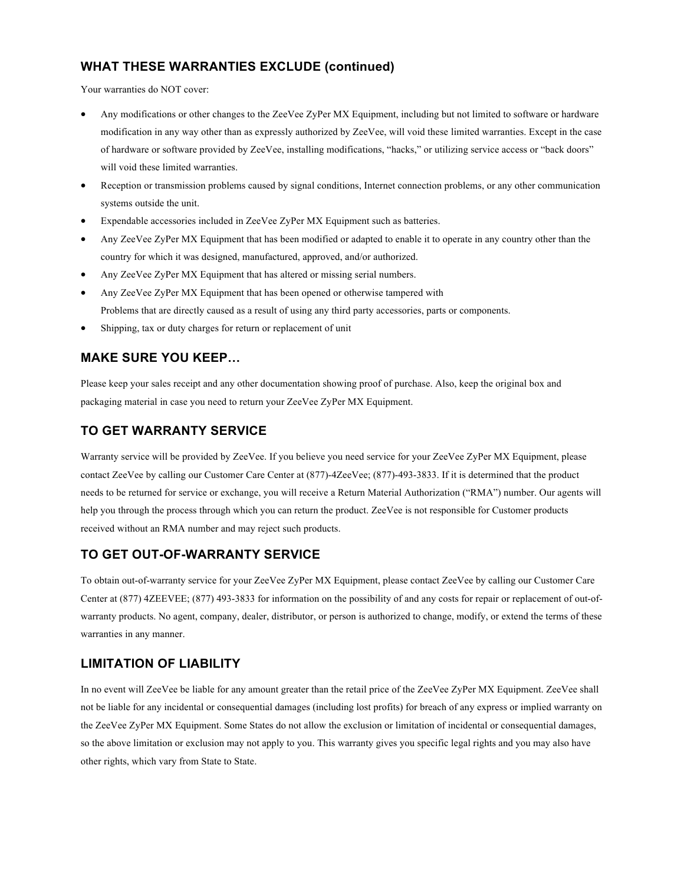## WHAT THESE WARRANTIES EXCLUDE (continued)

Your warranties do NOT cover:

- Any modifications or other changes to the ZeeVee ZyPer MX Equipment, including but not limited to software or hardware modification in any way other than as expressly authorized by ZeeVee, will void these limited warranties. Except in the case of hardware or software provided by ZeeVee, installing modifications, “hacks,” or utilizing service access or “back doors” will void these limited warranties.
- Reception or transmission problems caused by signal conditions, Internet connection problems, or any other communication systems outside the unit.
- Expendable accessories included in ZeeVee ZyPer MX Equipment such as batteries.
- Any ZeeVee ZyPer MX Equipment that has been modified or adapted to enable it to operate in any country other than the country for which it was designed, manufactured, approved, and/or authorized.
- Any ZeeVee ZyPer MX Equipment that has altered or missing serial numbers.
- Any ZeeVee ZyPer MX Equipment that has been opened or otherwise tampered with
  Problems that are directly caused as a result of using any third party accessories, parts or components.
- Shipping, tax or duty charges for return or replacement of unit

## MAKE SURE YOU KEEP…

Please keep your sales receipt and any other documentation showing proof of purchase. Also, keep the original box and packaging material in case you need to return your ZeeVee ZyPer MX Equipment.

## TO GET WARRANTY SERVICE

Warranty service will be provided by ZeeVee. If you believe you need service for your ZeeVee ZyPer MX Equipment, please contact ZeeVee by calling our Customer Care Center at (877)-4ZeeVee; (877)-493-3833. If it is determined that the product needs to be returned for service or exchange, you will receive a Return Material Authorization (“RMA”) number. Our agents will help you through the process through which you can return the product. ZeeVee is not responsible for Customer products received without an RMA number and may reject such products.

## TO GET OUT-OF-WARRANTY SERVICE

To obtain out-of-warranty service for your ZeeVee ZyPer MX Equipment, please contact ZeeVee by calling our Customer Care Center at (877) 4ZEEVEE; (877) 493-3833 for information on the possibility of and any costs for repair or replacement of out-of-warranty products. No agent, company, dealer, distributor, or person is authorized to change, modify, or extend the terms of these warranties in any manner.

## LIMITATION OF LIABILITY

In no event will ZeeVee be liable for any amount greater than the retail price of the ZeeVee ZyPer MX Equipment. ZeeVee shall not be liable for any incidental or consequential damages (including lost profits) for breach of any express or implied warranty on the ZeeVee ZyPer MX Equipment. Some States do not allow the exclusion or limitation of incidental or consequential damages, so the above limitation or exclusion may not apply to you. This warranty gives you specific legal rights and you may also have other rights, which vary from State to State.